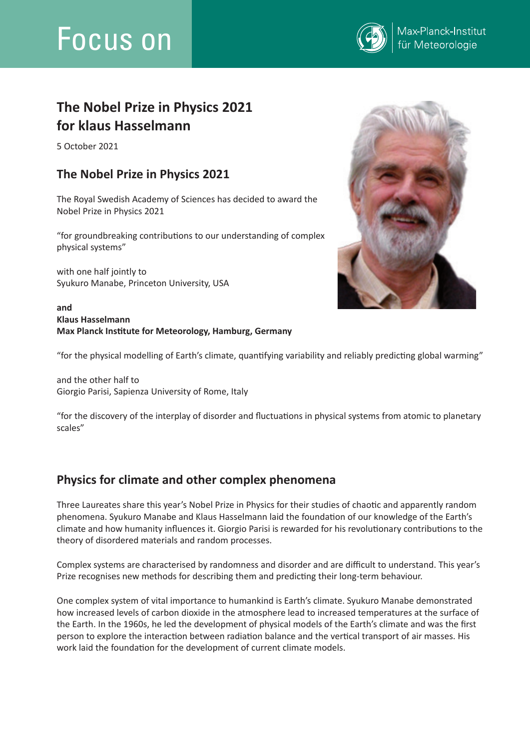Focus on

Max-Planck-Institut für Meteorologie

# The Nobel Prize in Physics 2021 for klaus Hasselmann

5 October 2021

## The Nobel Prize in Physics 2021

The Royal Swedish Academy of Sciences has decided to award the Nobel Prize in Physics 2021

“for groundbreaking contributions to our understanding of complex physical systems”

with one half jointly to
Syukuro Manabe, Princeton University, USA

**and**
**Klaus Hasselmann**
**Max Planck Institute for Meteorology, Hamburg, Germany**

“for the physical modelling of Earth’s climate, quantifying variability and reliably predicting global warming”

and the other half to
Giorgio Parisi, Sapienza University of Rome, Italy

“for the discovery of the interplay of disorder and fluctuations in physical systems from atomic to planetary scales”

## Physics for climate and other complex phenomena

Three Laureates share this year’s Nobel Prize in Physics for their studies of chaotic and apparently random phenomena. Syukuro Manabe and Klaus Hasselmann laid the foundation of our knowledge of the Earth’s climate and how humanity influences it. Giorgio Parisi is rewarded for his revolutionary contributions to the theory of disordered materials and random processes.

Complex systems are characterised by randomness and disorder and are difficult to understand. This year’s Prize recognises new methods for describing them and predicting their long-term behaviour.

One complex system of vital importance to humankind is Earth’s climate. Syukuro Manabe demonstrated how increased levels of carbon dioxide in the atmosphere lead to increased temperatures at the surface of the Earth. In the 1960s, he led the development of physical models of the Earth’s climate and was the first person to explore the interaction between radiation balance and the vertical transport of air masses. His work laid the foundation for the development of current climate models.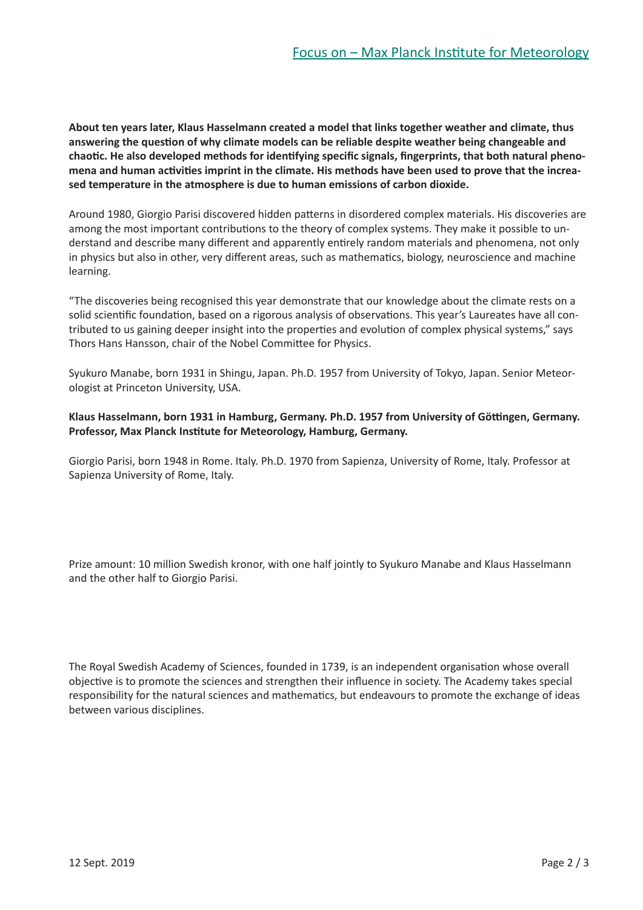**About ten years later, Klaus Hasselmann created a model that links together weather and climate, thus answering the question of why climate models can be reliable despite weather being changeable and chaotic. He also developed methods for identifying specific signals, fingerprints, that both natural phenomena and human activities imprint in the climate. His methods have been used to prove that the increased temperature in the atmosphere is due to human emissions of carbon dioxide.**

Around 1980, Giorgio Parisi discovered hidden patterns in disordered complex materials. His discoveries are among the most important contributions to the theory of complex systems. They make it possible to understand and describe many different and apparently entirely random materials and phenomena, not only in physics but also in other, very different areas, such as mathematics, biology, neuroscience and machine learning.

"The discoveries being recognised this year demonstrate that our knowledge about the climate rests on a solid scientific foundation, based on a rigorous analysis of observations. This year's Laureates have all contributed to us gaining deeper insight into the properties and evolution of complex physical systems," says Thors Hans Hansson, chair of the Nobel Committee for Physics.

Syukuro Manabe, born 1931 in Shingu, Japan. Ph.D. 1957 from University of Tokyo, Japan. Senior Meteorologist at Princeton University, USA.

**Klaus Hasselmann, born 1931 in Hamburg, Germany. Ph.D. 1957 from University of Göttingen, Germany. Professor, Max Planck Institute for Meteorology, Hamburg, Germany.**

Giorgio Parisi, born 1948 in Rome. Italy. Ph.D. 1970 from Sapienza, University of Rome, Italy. Professor at Sapienza University of Rome, Italy.

Prize amount: 10 million Swedish kronor, with one half jointly to Syukuro Manabe and Klaus Hasselmann and the other half to Giorgio Parisi.

The Royal Swedish Academy of Sciences, founded in 1739, is an independent organisation whose overall objective is to promote the sciences and strengthen their influence in society. The Academy takes special responsibility for the natural sciences and mathematics, but endeavours to promote the exchange of ideas between various disciplines.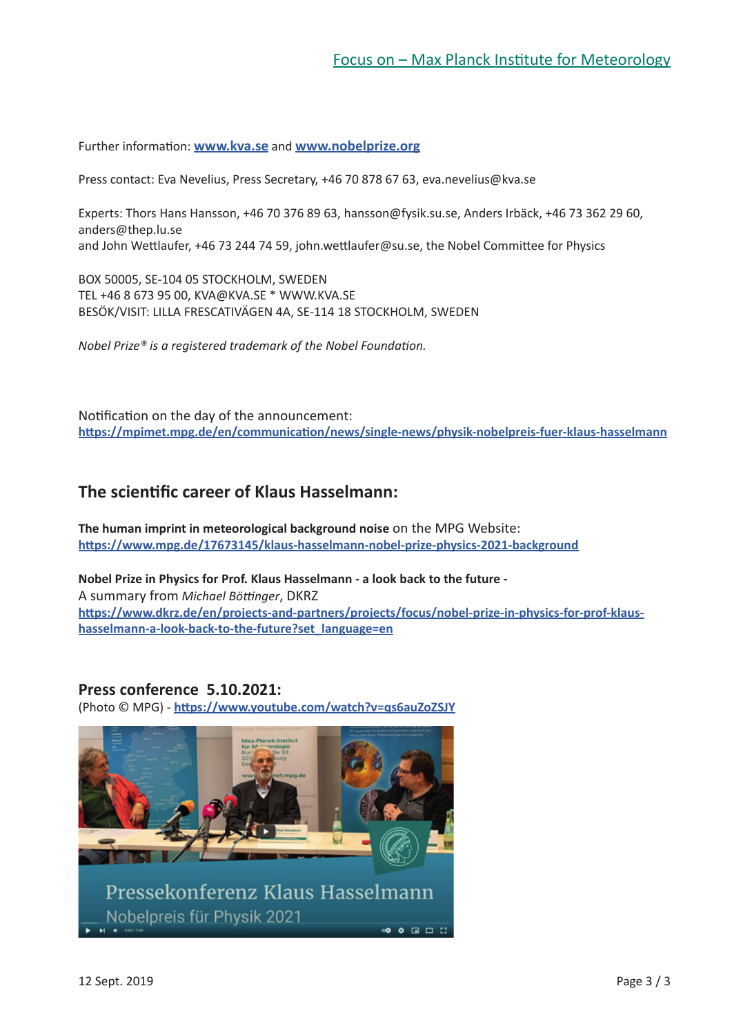Further information: **[www.kva.se](http://www.kva.se)** and **[www.nobelprize.org](http://www.nobelprize.org)**

Press contact: Eva Nevelius, Press Secretary, +46 70 878 67 63, eva.nevelius@kva.se

Experts: Thors Hans Hansson, +46 70 376 89 63, hansson@fysik.su.se, Anders Irbäck, +46 73 362 29 60, anders@thep.lu.se
and John Wettlaufer, +46 73 244 74 59, john.wettlaufer@su.se, the Nobel Committee for Physics

BOX 50005, SE-104 05 STOCKHOLM, SWEDEN
TEL +46 8 673 95 00, KVA@KVA.SE * WWW.KVA.SE
BESÖK/VISIT: LILLA FRESCATIVÄGEN 4A, SE-114 18 STOCKHOLM, SWEDEN

*Nobel Prize® is a registered trademark of the Nobel Foundation.*

Notification on the day of the announcement:
**https://mpimet.mpg.de/en/communication/news/single-news/physik-nobelpreis-fuer-klaus-hasselmann**

## The scientific career of Klaus Hasselmann:

**The human imprint in meteorological background noise** on the MPG Website:
**https://www.mpg.de/17673145/klaus-hasselmann-nobel-prize-physics-2021-background**

**Nobel Prize in Physics for Prof. Klaus Hasselmann - a look back to the future -**
A summary from *Michael Böttinger*, DKRZ
**https://www.dkrz.de/en/projects-and-partners/projects/focus/nobel-prize-in-physics-for-prof-klaus-hasselmann-a-look-back-to-the-future?set_language=en**

## Press conference 5.10.2021:

(Photo © MPG) - **https://www.youtube.com/watch?v=qs6auZoZSJY**

Pressekonferenz Klaus Hasselmann
Nobelpreis für Physik 2021

12 Sept. 2019